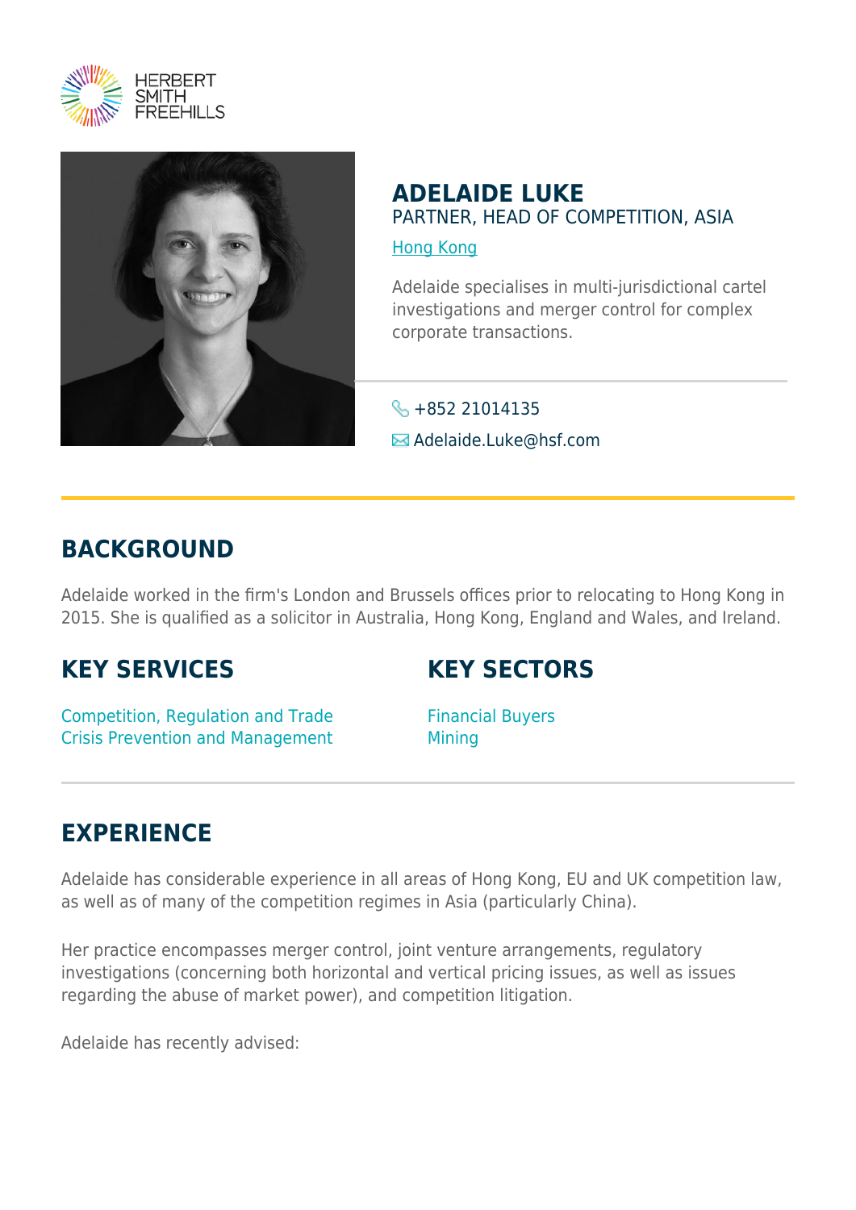HERBERT SMITH FREEHILLS

# ADELAIDE LUKE

PARTNER, HEAD OF COMPETITION, ASIA

Hong Kong

Adelaide specialises in multi-jurisdictional cartel investigations and merger control for complex corporate transactions.

+852 21014135

Adelaide.Luke@hsf.com

## BACKGROUND

Adelaide worked in the firm's London and Brussels offices prior to relocating to Hong Kong in 2015. She is qualified as a solicitor in Australia, Hong Kong, England and Wales, and Ireland.

## KEY SERVICES

Competition, Regulation and Trade
Crisis Prevention and Management

## KEY SECTORS

Financial Buyers
Mining

## EXPERIENCE

Adelaide has considerable experience in all areas of Hong Kong, EU and UK competition law, as well as of many of the competition regimes in Asia (particularly China).

Her practice encompasses merger control, joint venture arrangements, regulatory investigations (concerning both horizontal and vertical pricing issues, as well as issues regarding the abuse of market power), and competition litigation.

Adelaide has recently advised: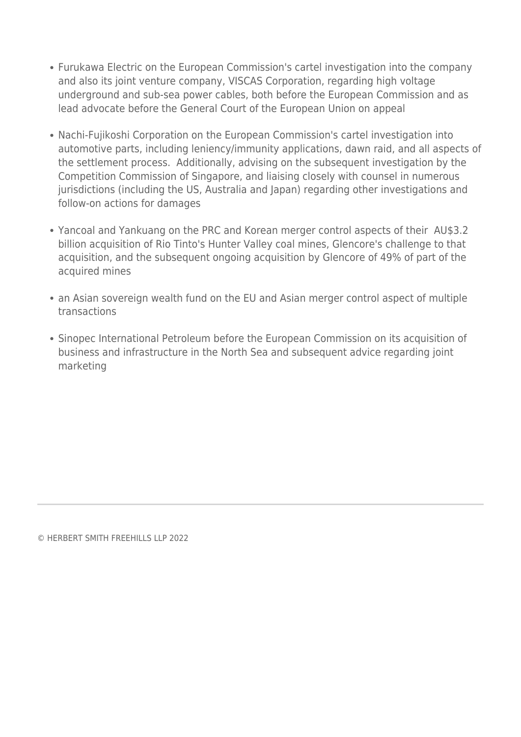- Furukawa Electric on the European Commission's cartel investigation into the company and also its joint venture company, VISCAS Corporation, regarding high voltage underground and sub-sea power cables, both before the European Commission and as lead advocate before the General Court of the European Union on appeal
- Nachi-Fujikoshi Corporation on the European Commission's cartel investigation into automotive parts, including leniency/immunity applications, dawn raid, and all aspects of the settlement process. Additionally, advising on the subsequent investigation by the Competition Commission of Singapore, and liaising closely with counsel in numerous jurisdictions (including the US, Australia and Japan) regarding other investigations and follow-on actions for damages
- Yancoal and Yankuang on the PRC and Korean merger control aspects of their AU$3.2 billion acquisition of Rio Tinto's Hunter Valley coal mines, Glencore's challenge to that acquisition, and the subsequent ongoing acquisition by Glencore of 49% of part of the acquired mines
- an Asian sovereign wealth fund on the EU and Asian merger control aspect of multiple transactions
- Sinopec International Petroleum before the European Commission on its acquisition of business and infrastructure in the North Sea and subsequent advice regarding joint marketing

© HERBERT SMITH FREEHILLS LLP 2022